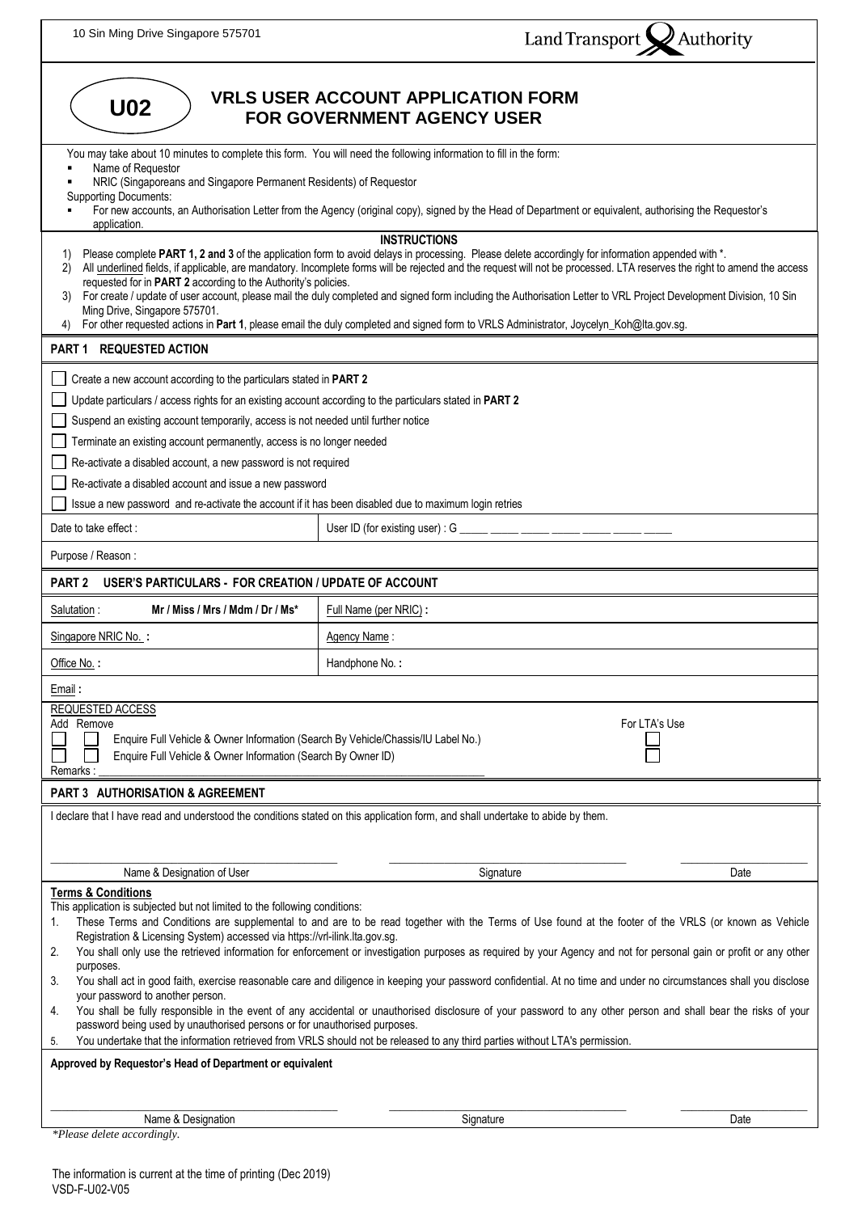10 Sin Ming Drive Singapore 575701

Land Transport Authority

**U02**

# VRLS USER ACCOUNT APPLICATION FORM FOR GOVERNMENT AGENCY USER

You may take about 10 minutes to complete this form. You will need the following information to fill in the form:

- Name of Requestor
- NRIC (Singaporeans and Singapore Permanent Residents) of Requestor

Supporting Documents:

- For new accounts, an Authorisation Letter from the Agency (original copy), signed by the Head of Department or equivalent, authorising the Requestor's application.

**INSTRUCTIONS**

1) Please complete **PART 1, 2 and 3** of the application form to avoid delays in processing. Please delete accordingly for information appended with *.
2) All underlined fields, if applicable, are mandatory. Incomplete forms will be rejected and the request will not be processed. LTA reserves the right to amend the access requested for in **PART 2** according to the Authority's policies.
3) For create / update of user account, please mail the duly completed and signed form including the Authorisation Letter to VRL Project Development Division, 10 Sin Ming Drive, Singapore 575701.
4) For other requested actions in **Part 1**, please email the duly completed and signed form to VRLS Administrator, Joycelyn_Koh@lta.gov.sg.

## PART 1 REQUESTED ACTION

- ☐ Create a new account according to the particulars stated in **PART 2**
- ☐ Update particulars / access rights for an existing account according to the particulars stated in **PART 2**
- ☐ Suspend an existing account temporarily, access is not needed until further notice
- ☐ Terminate an existing account permanently, access is no longer needed
- ☐ Re-activate a disabled account, a new password is not required
- ☐ Re-activate a disabled account and issue a new password
- ☐ Issue a new password and re-activate the account if it has been disabled due to maximum login retries

| Date to take effect : | User ID (for existing user) : G _____ _____ _____ _____ _____ _____ _____ |
|---|---|

Purpose / Reason :

## PART 2 USER'S PARTICULARS - FOR CREATION / UPDATE OF ACCOUNT

| Salutation : **Mr / Miss / Mrs / Mdm / Dr / Ms*** | Full Name (per NRIC) **:** |
|---|---|
| Singapore NRIC No. **:** | Agency Name : |
| Office No. **:** | Handphone No. **:** |

Email **:**

REQUESTED ACCESS

| Add | Remove | | For LTA's Use |
|---|---|---|---|
| ☐ | ☐ | Enquire Full Vehicle & Owner Information (Search By Vehicle/Chassis/IU Label No.) | ☐ |
| ☐ | ☐ | Enquire Full Vehicle & Owner Information (Search By Owner ID) | ☐ |

Remarks : ____________________________________________

## PART 3 AUTHORISATION & AGREEMENT

I declare that I have read and understood the conditions stated on this application form, and shall undertake to abide by them.

| ______________________ | ______________________ | ______________________ |
|---|---|---|
| Name & Designation of User | Signature | Date |

**Terms & Conditions**

This application is subjected but not limited to the following conditions:

1. These Terms and Conditions are supplemental to and are to be read together with the Terms of Use found at the footer of the VRLS (or known as Vehicle Registration & Licensing System) accessed via https://vrl-ilink.lta.gov.sg.
2. You shall only use the retrieved information for enforcement or investigation purposes as required by your Agency and not for personal gain or profit or any other purposes.
3. You shall act in good faith, exercise reasonable care and diligence in keeping your password confidential. At no time and under no circumstances shall you disclose your password to another person.
4. You shall be fully responsible in the event of any accidental or unauthorised disclosure of your password to any other person and shall bear the risks of your password being used by unauthorised persons or for unauthorised purposes.
5. You undertake that the information retrieved from VRLS should not be released to any third parties without LTA's permission.

**Approved by Requestor's Head of Department or equivalent**

| ______________________ | ______________________ | ______________________ |
|---|---|---|
| Name & Designation | Signature | Date |

*\*Please delete accordingly.*

The information is current at the time of printing (Dec 2019)
VSD-F-U02-V05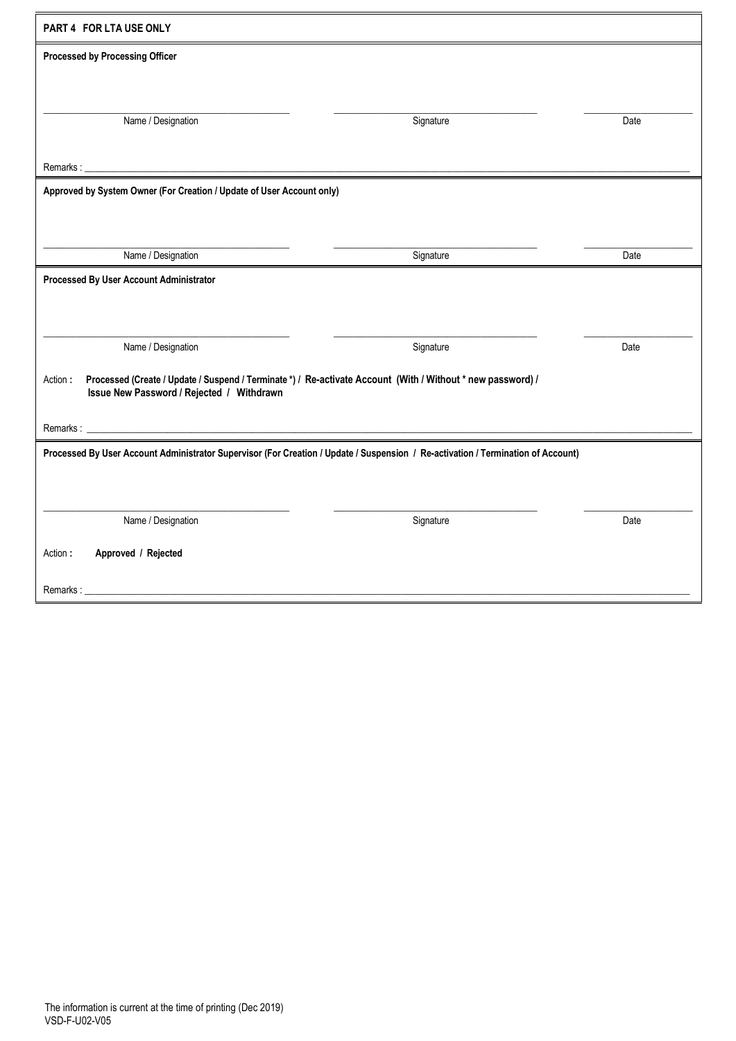## PART 4 FOR LTA USE ONLY

**Processed by Processing Officer**

| | | |
|---|---|---|
| Name / Designation | Signature | Date |

Remarks : ____________________

**Approved by System Owner (For Creation / Update of User Account only)**

| | | |
|---|---|---|
| Name / Designation | Signature | Date |

**Processed By User Account Administrator**

| | | |
|---|---|---|
| Name / Designation | Signature | Date |

Action : **Processed (Create / Update / Suspend / Terminate *) / Re-activate Account (With / Without * new password) / Issue New Password / Rejected / Withdrawn**

Remarks : ____________________

**Processed By User Account Administrator Supervisor (For Creation / Update / Suspension / Re-activation / Termination of Account)**

| | | |
|---|---|---|
| Name / Designation | Signature | Date |

Action : **Approved / Rejected**

Remarks : ____________________

The information is current at the time of printing (Dec 2019)
VSD-F-U02-V05